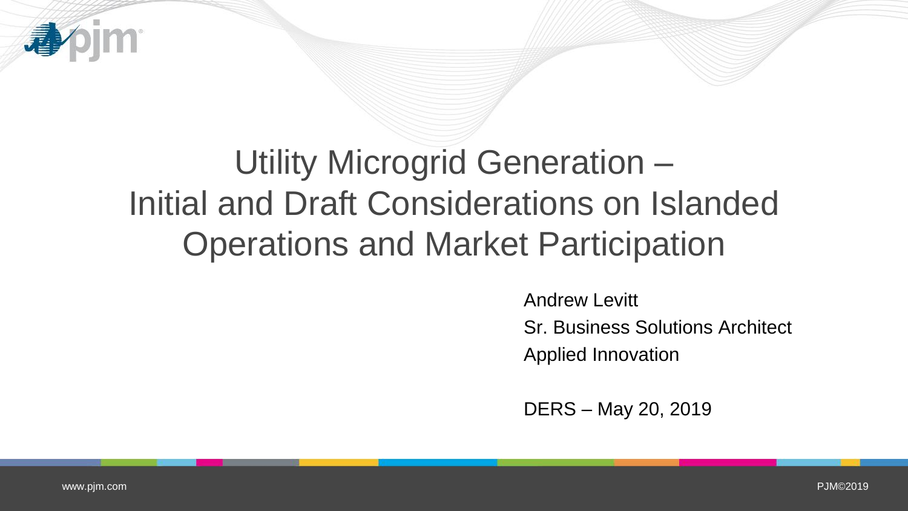# Utility Microgrid Generation – Initial and Draft Considerations on Islanded Operations and Market Participation

Andrew Levitt
Sr. Business Solutions Architect
Applied Innovation

DERS – May 20, 2019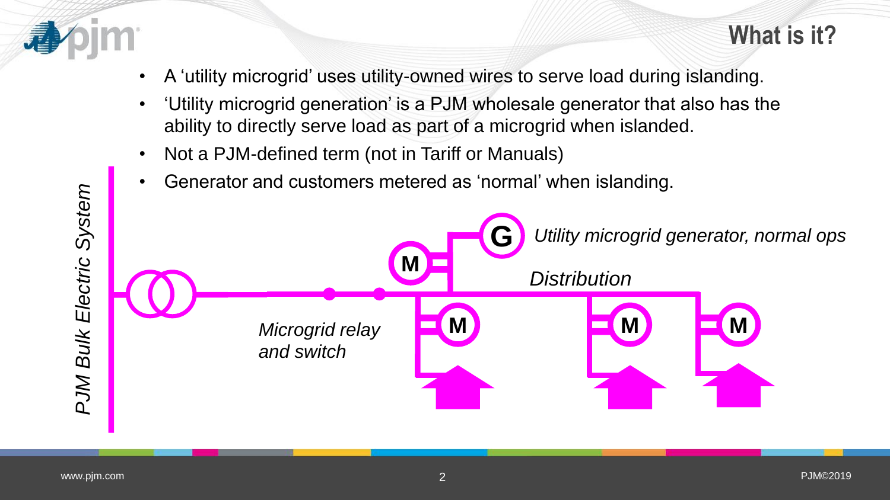# What is it?

- A 'utility microgrid' uses utility-owned wires to serve load during islanding.
- 'Utility microgrid generation' is a PJM wholesale generator that also has the ability to directly serve load as part of a microgrid when islanded.
- Not a PJM-defined term (not in Tariff or Manuals)
- Generator and customers metered as 'normal' when islanding.

*PJM Bulk Electric System*

*Utility microgrid generator, normal ops*

*Distribution*

*Microgrid relay and switch*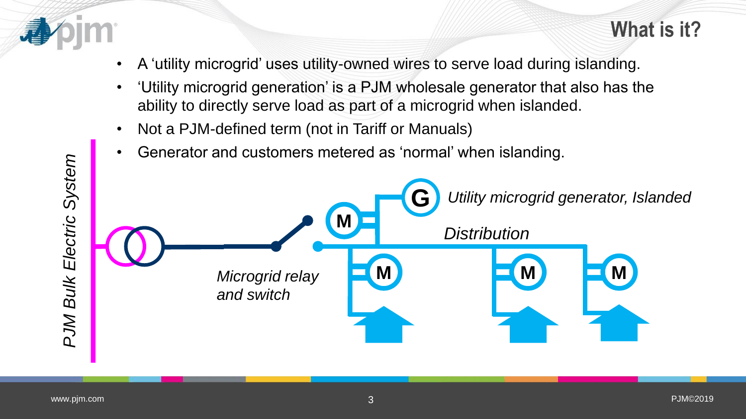# What is it?

- A 'utility microgrid' uses utility-owned wires to serve load during islanding.
- 'Utility microgrid generation' is a PJM wholesale generator that also has the ability to directly serve load as part of a microgrid when islanded.
- Not a PJM-defined term (not in Tariff or Manuals)
- Generator and customers metered as 'normal' when islanding.

*PJM Bulk Electric System*

*Microgrid relay and switch*

*Utility microgrid generator, Islanded*

*Distribution*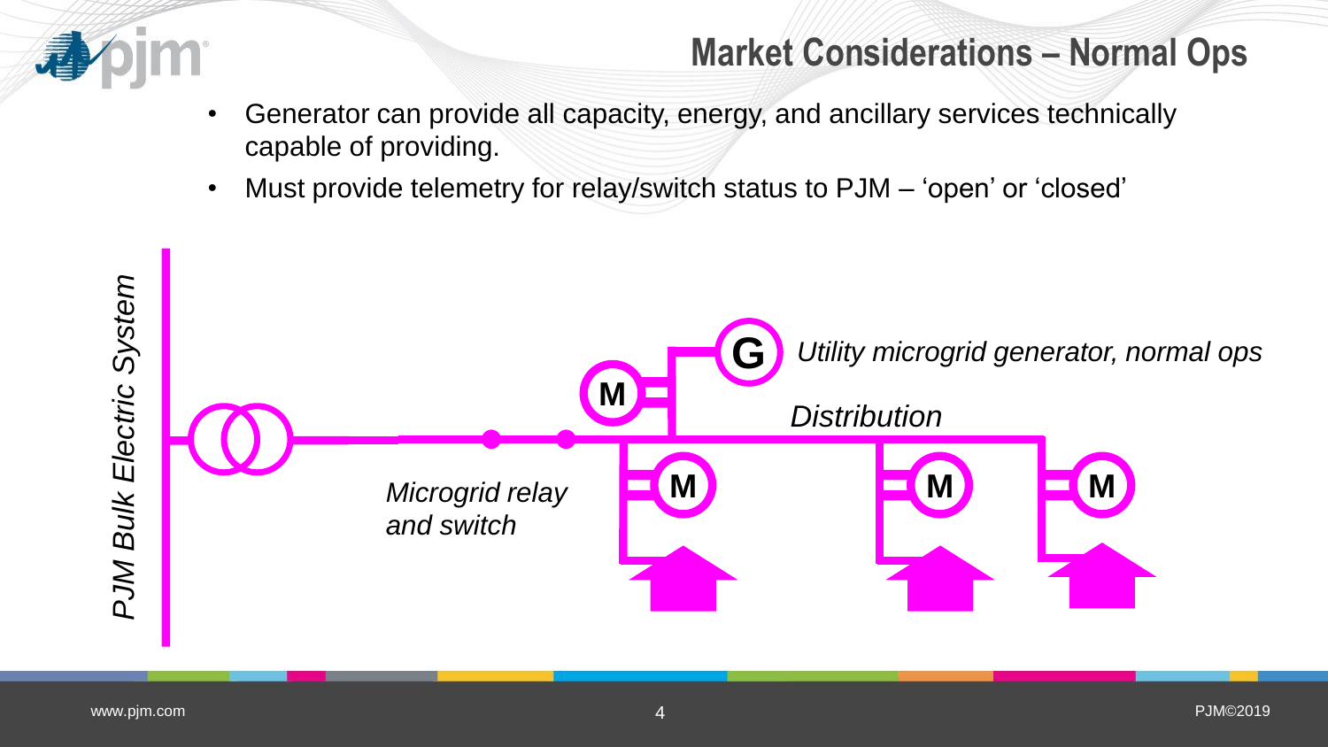## Market Considerations – Normal Ops

- Generator can provide all capacity, energy, and ancillary services technically capable of providing.
- Must provide telemetry for relay/switch status to PJM – 'open' or 'closed'

*PJM Bulk Electric System*

*Utility microgrid generator, normal ops*

*Distribution*

*Microgrid relay and switch*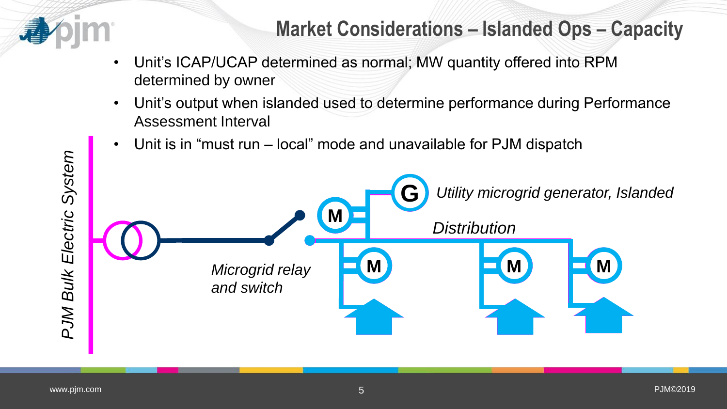# Market Considerations – Islanded Ops – Capacity

- Unit's ICAP/UCAP determined as normal; MW quantity offered into RPM determined by owner
- Unit's output when islanded used to determine performance during Performance Assessment Interval
- Unit is in "must run – local" mode and unavailable for PJM dispatch

*PJM Bulk Electric System*

*Microgrid relay and switch*

*Utility microgrid generator, Islanded*

*Distribution*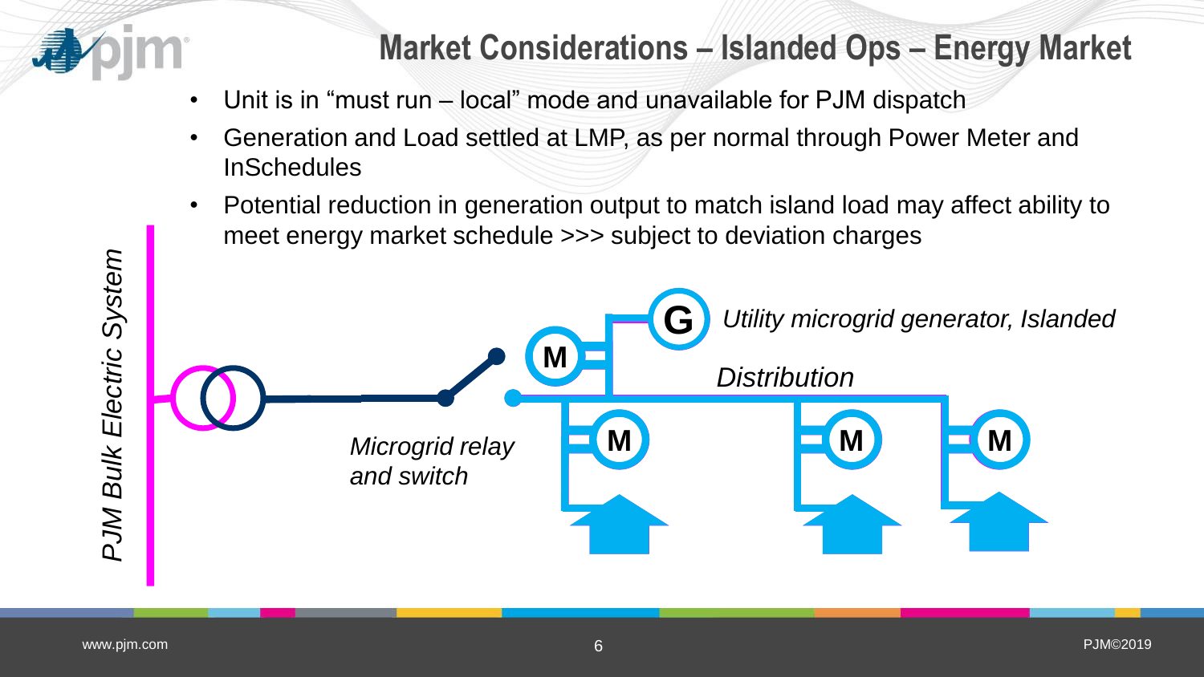# Market Considerations – Islanded Ops – Energy Market

- Unit is in "must run – local" mode and unavailable for PJM dispatch
- Generation and Load settled at LMP, as per normal through Power Meter and InSchedules
- Potential reduction in generation output to match island load may affect ability to meet energy market schedule >>> subject to deviation charges

*PJM Bulk Electric System*

*Microgrid relay and switch*

*Utility microgrid generator, Islanded*

*Distribution*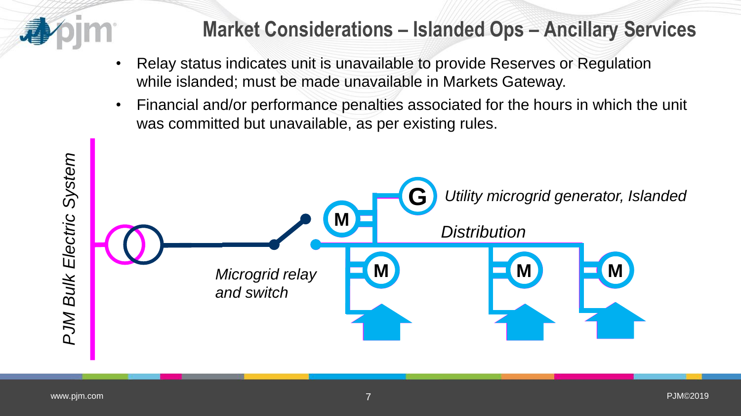# Market Considerations – Islanded Ops – Ancillary Services

- Relay status indicates unit is unavailable to provide Reserves or Regulation while islanded; must be made unavailable in Markets Gateway.
- Financial and/or performance penalties associated for the hours in which the unit was committed but unavailable, as per existing rules.

PJM Bulk Electric System

Microgrid relay and switch

G

Utility microgrid generator, Islanded

Distribution

M

M

M

M